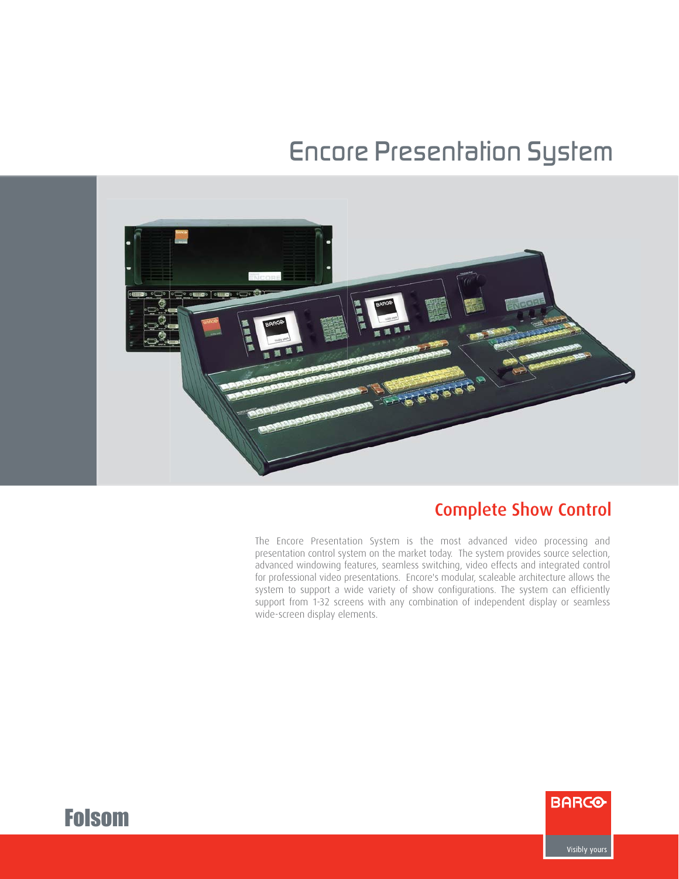# Encore Presentation System

## Complete Show Control

The Encore Presentation System is the most advanced video processing and presentation control system on the market today. The system provides source selection, advanced windowing features, seamless switching, video effects and integrated control for professional video presentations. Encore's modular, scaleable architecture allows the system to support a wide variety of show configurations. The system can efficiently support from 1-32 screens with any combination of independent display or seamless wide-screen display elements.

Folsom

BARCO

Visibly yours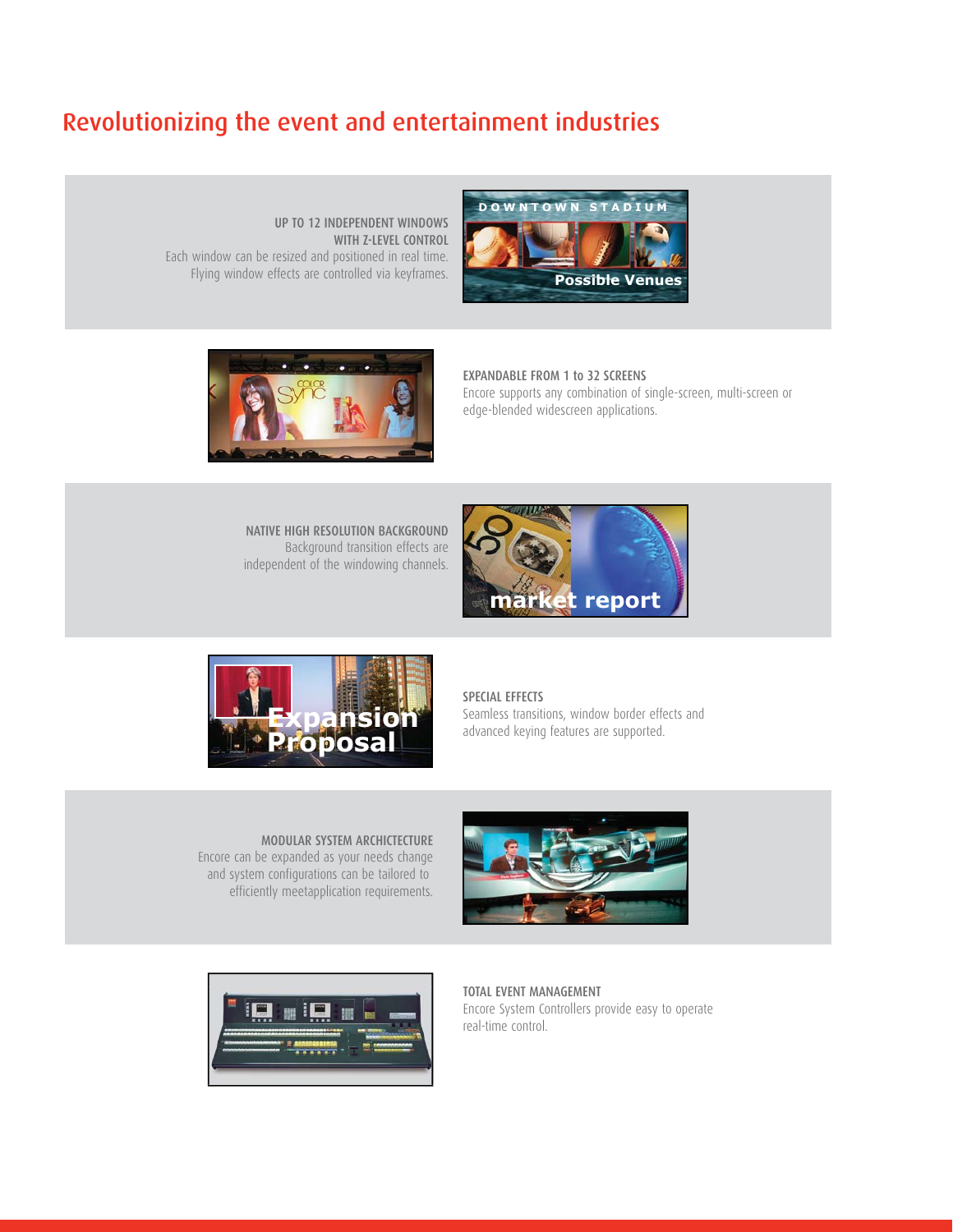# Revolutionizing the event and entertainment industries

**UP TO 12 INDEPENDENT WINDOWS WITH Z-LEVEL CONTROL**
Each window can be resized and positioned in real time. Flying window effects are controlled via keyframes.

**EXPANDABLE FROM 1 to 32 SCREENS**
Encore supports any combination of single-screen, multi-screen or edge-blended widescreen applications.

**NATIVE HIGH RESOLUTION BACKGROUND**
Background transition effects are independent of the windowing channels.

**SPECIAL EFFECTS**
Seamless transitions, window border effects and advanced keying features are supported.

**MODULAR SYSTEM ARCHITECTURE**
Encore can be expanded as your needs change and system configurations can be tailored to efficiently meetapplication requirements.

**TOTAL EVENT MANAGEMENT**
Encore System Controllers provide easy to operate real-time control.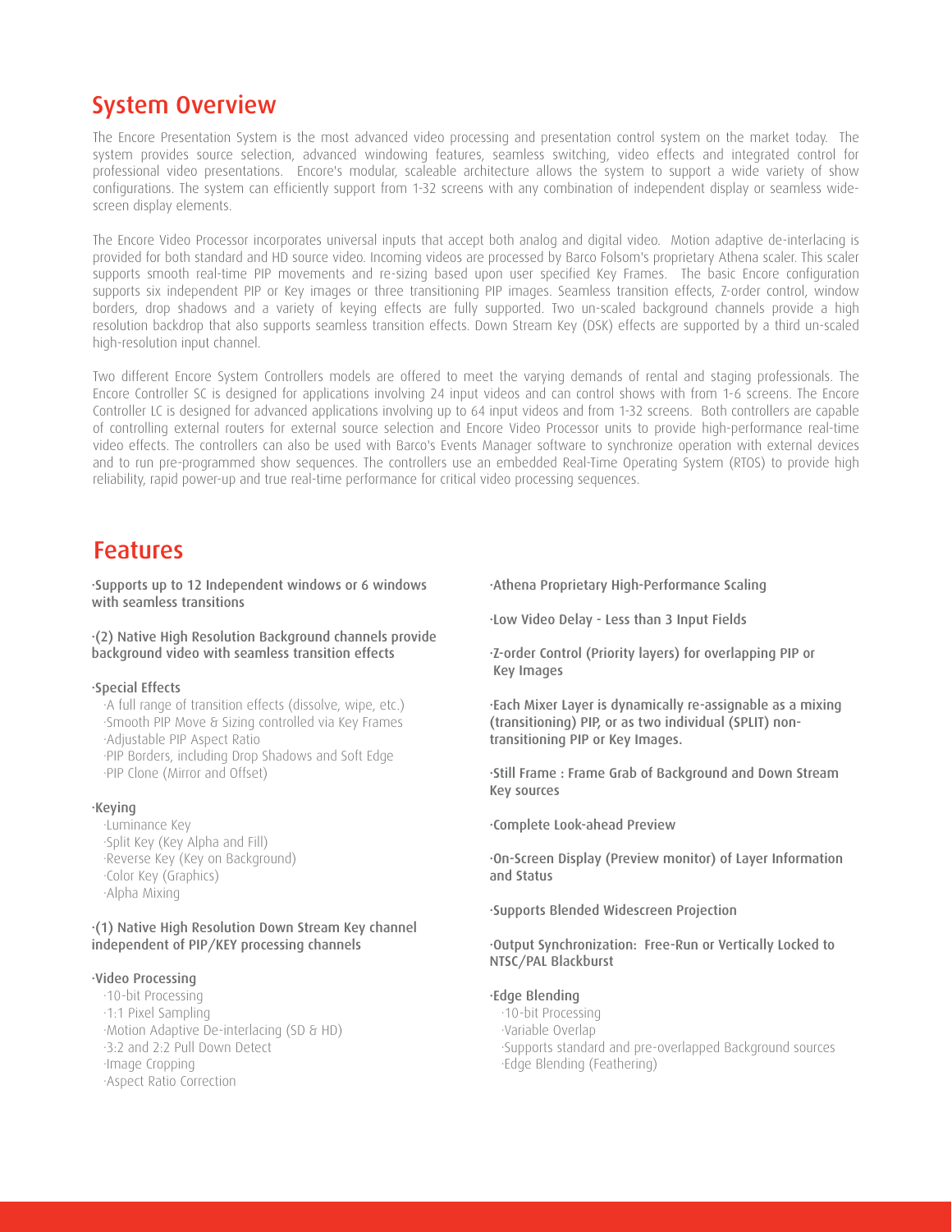## System Overview

The Encore Presentation System is the most advanced video processing and presentation control system on the market today. The system provides source selection, advanced windowing features, seamless switching, video effects and integrated control for professional video presentations. Encore's modular, scaleable architecture allows the system to support a wide variety of show configurations. The system can efficiently support from 1-32 screens with any combination of independent display or seamless wide-screen display elements.

The Encore Video Processor incorporates universal inputs that accept both analog and digital video. Motion adaptive de-interlacing is provided for both standard and HD source video. Incoming videos are processed by Barco Folsom's proprietary Athena scaler. This scaler supports smooth real-time PIP movements and re-sizing based upon user specified Key Frames. The basic Encore configuration supports six independent PIP or Key images or three transitioning PIP images. Seamless transition effects, Z-order control, window borders, drop shadows and a variety of keying effects are fully supported. Two un-scaled background channels provide a high resolution backdrop that also supports seamless transition effects. Down Stream Key (DSK) effects are supported by a third un-scaled high-resolution input channel.

Two different Encore System Controllers models are offered to meet the varying demands of rental and staging professionals. The Encore Controller SC is designed for applications involving 24 input videos and can control shows with from 1-6 screens. The Encore Controller LC is designed for advanced applications involving up to 64 input videos and from 1-32 screens. Both controllers are capable of controlling external routers for external source selection and Encore Video Processor units to provide high-performance real-time video effects. The controllers can also be used with Barco's Events Manager software to synchronize operation with external devices and to run pre-programmed show sequences. The controllers use an embedded Real-Time Operating System (RTOS) to provide high reliability, rapid power-up and true real-time performance for critical video processing sequences.

## Features

- **Supports up to 12 Independent windows or 6 windows with seamless transitions**
- **(2) Native High Resolution Background channels provide background video with seamless transition effects**
- **Special Effects**
  - A full range of transition effects (dissolve, wipe, etc.)
  - Smooth PIP Move & Sizing controlled via Key Frames
  - Adjustable PIP Aspect Ratio
  - PIP Borders, including Drop Shadows and Soft Edge
  - PIP Clone (Mirror and Offset)
- **Keying**
  - Luminance Key
  - Split Key (Key Alpha and Fill)
  - Reverse Key (Key on Background)
  - Color Key (Graphics)
  - Alpha Mixing
- **(1) Native High Resolution Down Stream Key channel independent of PIP/KEY processing channels**
- **Video Processing**
  - 10-bit Processing
  - 1:1 Pixel Sampling
  - Motion Adaptive De-interlacing (SD & HD)
  - 3:2 and 2:2 Pull Down Detect
  - Image Cropping
  - Aspect Ratio Correction
- **Athena Proprietary High-Performance Scaling**
- **Low Video Delay - Less than 3 Input Fields**
- **Z-order Control (Priority layers) for overlapping PIP or Key Images**
- **Each Mixer Layer is dynamically re-assignable as a mixing (transitioning) PIP, or as two individual (SPLIT) non-transitioning PIP or Key Images.**
- **Still Frame : Frame Grab of Background and Down Stream Key sources**
- **Complete Look-ahead Preview**
- **On-Screen Display (Preview monitor) of Layer Information and Status**
- **Supports Blended Widescreen Projection**
- **Output Synchronization: Free-Run or Vertically Locked to NTSC/PAL Blackburst**
- **Edge Blending**
  - 10-bit Processing
  - Variable Overlap
  - Supports standard and pre-overlapped Background sources
  - Edge Blending (Feathering)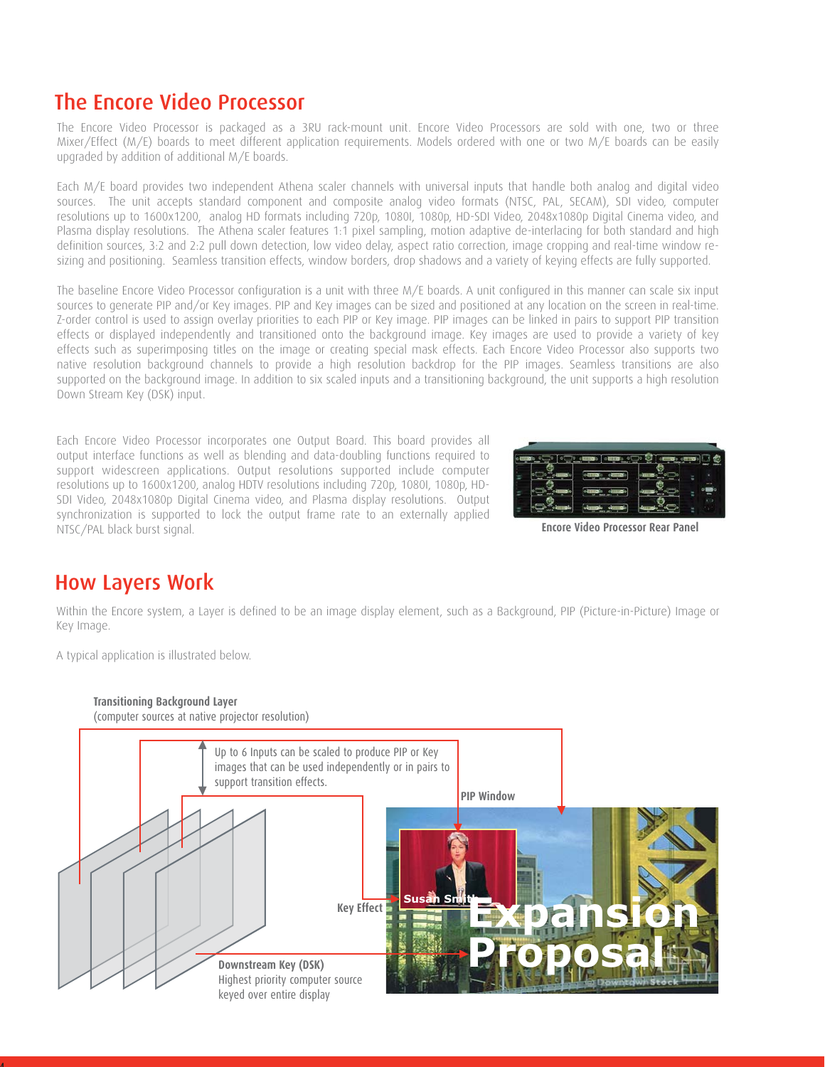## The Encore Video Processor

The Encore Video Processor is packaged as a 3RU rack-mount unit. Encore Video Processors are sold with one, two or three Mixer/Effect (M/E) boards to meet different application requirements. Models ordered with one or two M/E boards can be easily upgraded by addition of additional M/E boards.

Each M/E board provides two independent Athena scaler channels with universal inputs that handle both analog and digital video sources. The unit accepts standard component and composite analog video formats (NTSC, PAL, SECAM), SDI video, computer resolutions up to 1600x1200, analog HD formats including 720p, 1080I, 1080p, HD-SDI Video, 2048x1080p Digital Cinema video, and Plasma display resolutions. The Athena scaler features 1:1 pixel sampling, motion adaptive de-interlacing for both standard and high definition sources, 3:2 and 2:2 pull down detection, low video delay, aspect ratio correction, image cropping and real-time window re-sizing and positioning. Seamless transition effects, window borders, drop shadows and a variety of keying effects are fully supported.

The baseline Encore Video Processor configuration is a unit with three M/E boards. A unit configured in this manner can scale six input sources to generate PIP and/or Key images. PIP and Key images can be sized and positioned at any location on the screen in real-time. Z-order control is used to assign overlay priorities to each PIP or Key image. PIP images can be linked in pairs to support PIP transition effects or displayed independently and transitioned onto the background image. Key images are used to provide a variety of key effects such as superimposing titles on the image or creating special mask effects. Each Encore Video Processor also supports two native resolution background channels to provide a high resolution backdrop for the PIP images. Seamless transitions are also supported on the background image. In addition to six scaled inputs and a transitioning background, the unit supports a high resolution Down Stream Key (DSK) input.

Each Encore Video Processor incorporates one Output Board. This board provides all output interface functions as well as blending and data-doubling functions required to support widescreen applications. Output resolutions supported include computer resolutions up to 1600x1200, analog HDTV resolutions including 720p, 1080I, 1080p, HD-SDI Video, 2048x1080p Digital Cinema video, and Plasma display resolutions. Output synchronization is supported to lock the output frame rate to an externally applied NTSC/PAL black burst signal.

**Encore Video Processor Rear Panel**

## How Layers Work

Within the Encore system, a Layer is defined to be an image display element, such as a Background, PIP (Picture-in-Picture) Image or Key Image.

A typical application is illustrated below.

**Transitioning Background Layer**
(computer sources at native projector resolution)

Up to 6 Inputs can be scaled to produce PIP or Key images that can be used independently or in pairs to support transition effects.

**PIP Window**

**Key Effect**

**Downstream Key (DSK)**
Highest priority computer source keyed over entire display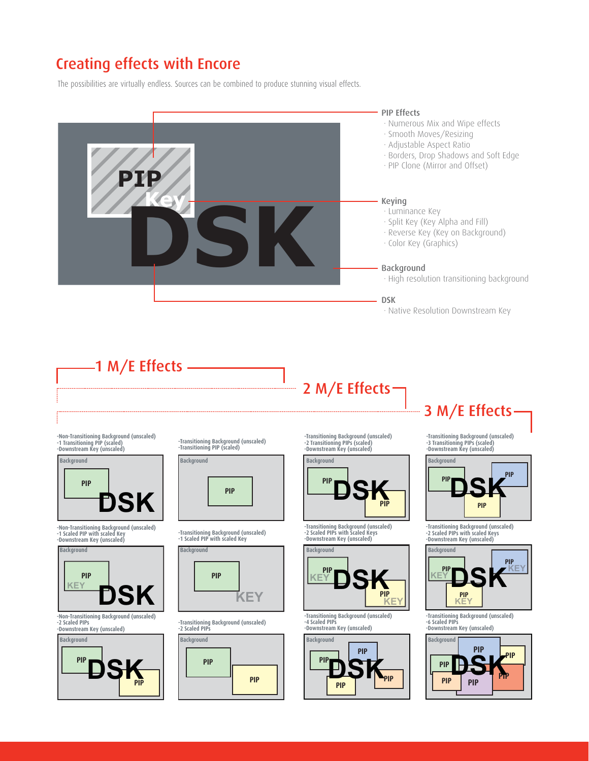## Creating effects with Encore

The possibilities are virtually endless. Sources can be combined to produce stunning visual effects.

**PIP Effects**

- Numerous Mix and Wipe effects
- Smooth Moves/Resizing
- Adjustable Aspect Ratio
- Borders, Drop Shadows and Soft Edge
- PIP Clone (Mirror and Offset)

**Keying**

- Luminance Key
- Split Key (Key Alpha and Fill)
- Reverse Key (Key on Background)
- Color Key (Graphics)

**Background**

- High resolution transitioning background

**DSK**

- Native Resolution Downstream Key

## 1 M/E Effects

-Non-Transitioning Background (unscaled)
-1 Transitioning PIP (scaled)
-Downstream Key (unscaled)

-Transitioning Background (unscaled)
-Transitioning PIP (scaled)

-Non-Transitioning Background (unscaled)
-1 Scaled PIP with scaled Key
-Downstream Key (unscaled)

-Transitioning Background (unscaled)
-1 Scaled PIP with scaled Key

-Non-Transitioning Background (unscaled)
-2 Scaled PIPs
-Downstream Key (unscaled)

-Transitioning Background (unscaled)
-2 Scaled PIPs

## 2 M/E Effects

-Transitioning Background (unscaled)
-2 Transitioning PIPs (scaled)
-Downstream Key (unscaled)

-Transitioning Background (unscaled)
-2 Scaled PIPs with Scaled Keys
-Downstream Key (unscaled)

-Transitioning Background (unscaled)
-4 Scaled PIPs
-Downstream Key (unscaled)

## 3 M/E Effects

-Transitioning Background (unscaled)
-3 Transitioning PIPs (scaled)
-Downstream Key (unscaled)

-Transitioning Background (unscaled)
-2 Scaled PIPs with scaled Keys
-Downstream Key (unscaled)

-Transitioning Background (unscaled)
-6 Scaled PIPs
-Downstream Key (unscaled)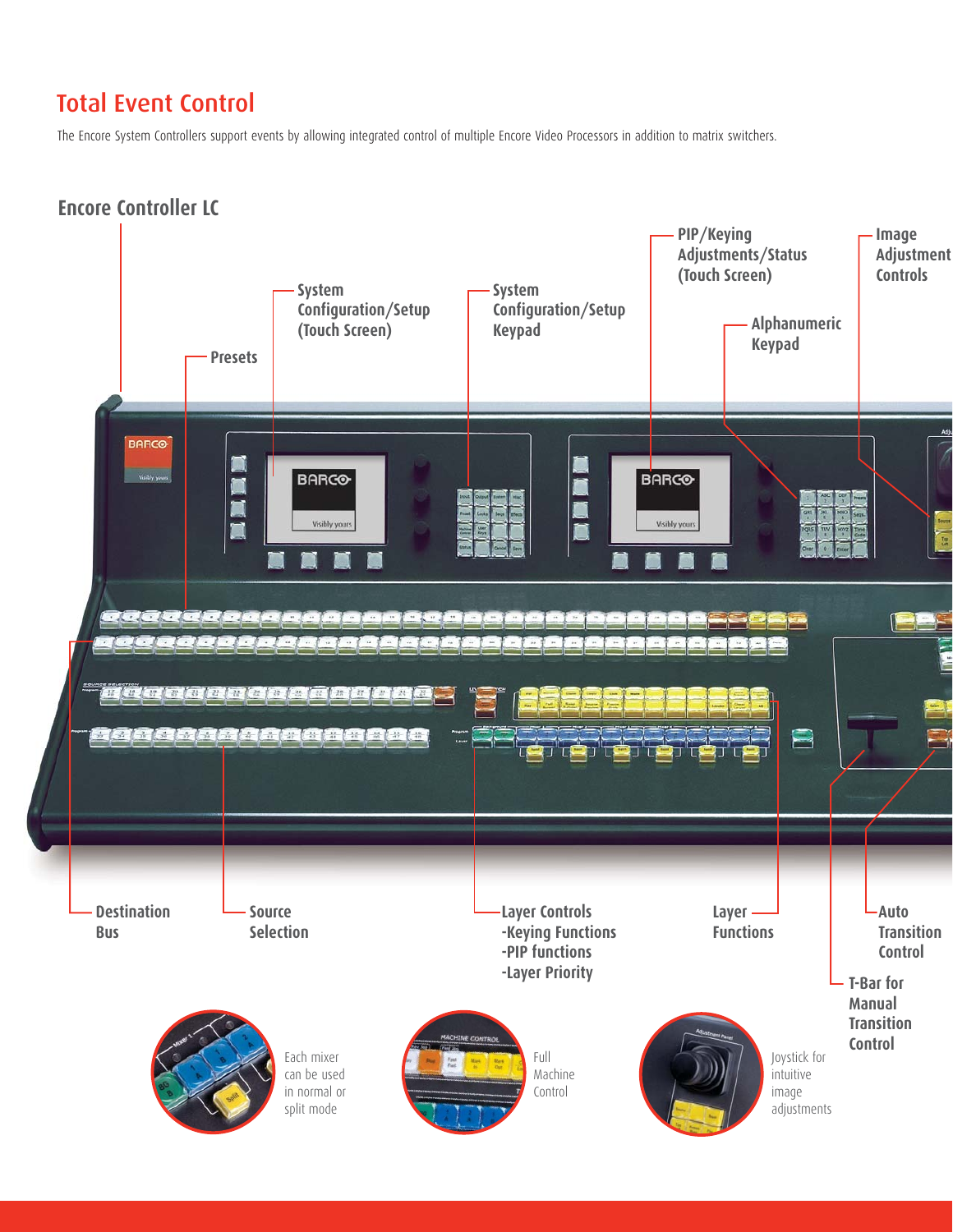# Total Event Control

The Encore System Controllers support events by allowing integrated control of multiple Encore Video Processors in addition to matrix switchers.

## Encore Controller LC

- Presets
- System Configuration/Setup (Touch Screen)
- System Configuration/Setup Keypad
- PIP/Keying Adjustments/Status (Touch Screen)
- Alphanumeric Keypad
- Image Adjustment Controls
- Destination Bus
- Source Selection
- Layer Controls
  - -Keying Functions
  - -PIP functions
  - -Layer Priority
- Layer Functions
- Auto Transition Control
- T-Bar for Manual Transition Control

Each mixer can be used in normal or split mode

Full Machine Control

Joystick for intuitive image adjustments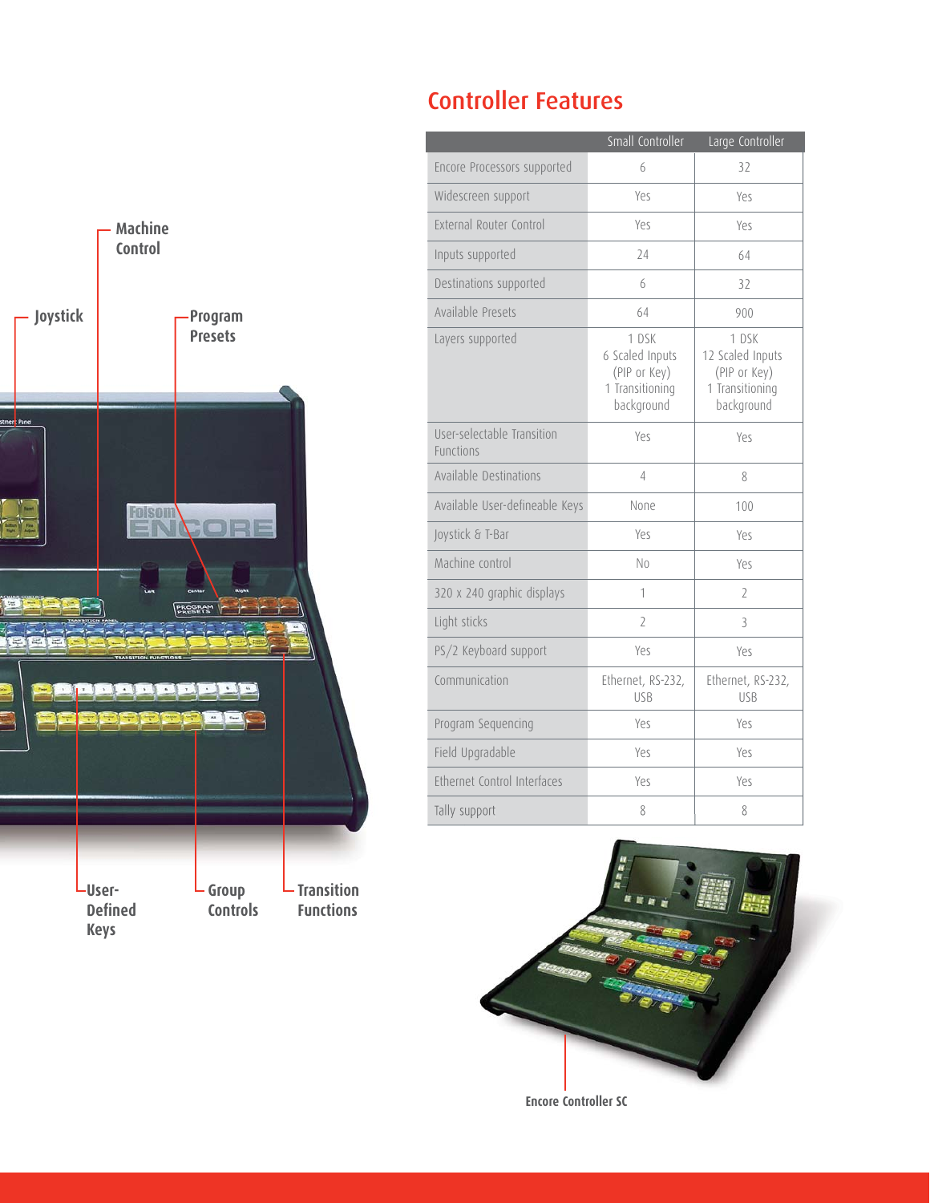Machine Control

Joystick

Program Presets

User-Defined Keys

Group Controls

Transition Functions

## Controller Features

| | Small Controller | Large Controller |
|---|---|---|
| Encore Processors supported | 6 | 32 |
| Widescreen support | Yes | Yes |
| External Router Control | Yes | Yes |
| Inputs supported | 24 | 64 |
| Destinations supported | 6 | 32 |
| Available Presets | 64 | 900 |
| Layers supported | 1 DSK 6 Scaled Inputs (PIP or Key) 1 Transitioning background | 1 DSK 12 Scaled Inputs (PIP or Key) 1 Transitioning background |
| User-selectable Transition Functions | Yes | Yes |
| Available Destinations | 4 | 8 |
| Available User-defineable Keys | None | 100 |
| Joystick & T-Bar | Yes | Yes |
| Machine control | No | Yes |
| 320 x 240 graphic displays | 1 | 2 |
| Light sticks | 2 | 3 |
| PS/2 Keyboard support | Yes | Yes |
| Communication | Ethernet, RS-232, USB | Ethernet, RS-232, USB |
| Program Sequencing | Yes | Yes |
| Field Upgradable | Yes | Yes |
| Ethernet Control Interfaces | Yes | Yes |
| Tally support | 8 | 8 |

Encore Controller SC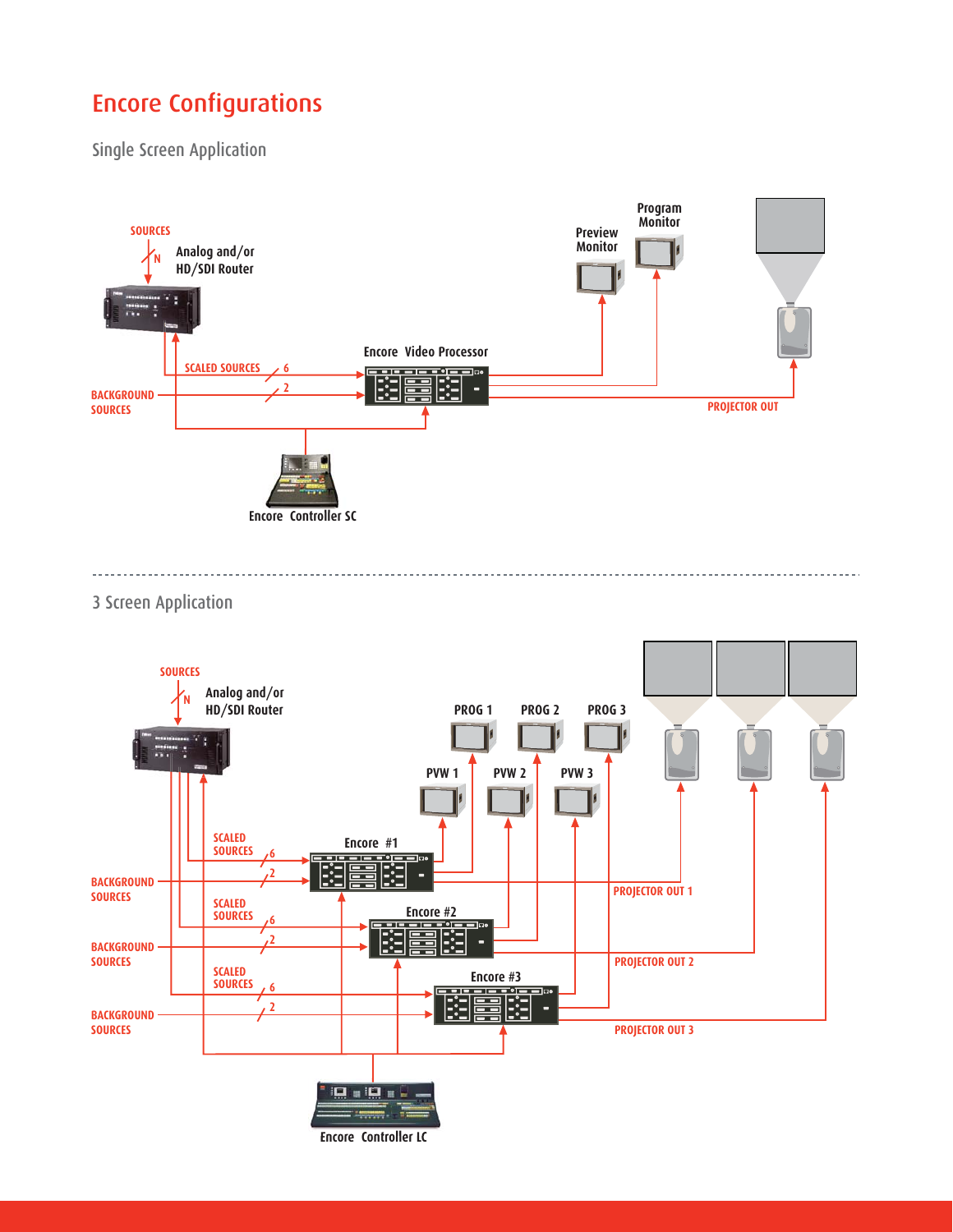# Encore Configurations

## Single Screen Application

SOURCES

N

Analog and/or HD/SDI Router

SCALED SOURCES 6

BACKGROUND SOURCES 2

Encore Video Processor

Preview Monitor

Program Monitor

PROJECTOR OUT

Encore Controller SC

## 3 Screen Application

SOURCES

N

Analog and/or HD/SDI Router

PROG 1 PROG 2 PROG 3

PVW 1 PVW 2 PVW 3

SCALED SOURCES 6

BACKGROUND SOURCES 2

Encore #1

PROJECTOR OUT 1

SCALED SOURCES 6

BACKGROUND SOURCES 2

Encore #2

PROJECTOR OUT 2

SCALED SOURCES 6

BACKGROUND SOURCES 2

Encore #3

PROJECTOR OUT 3

Encore Controller LC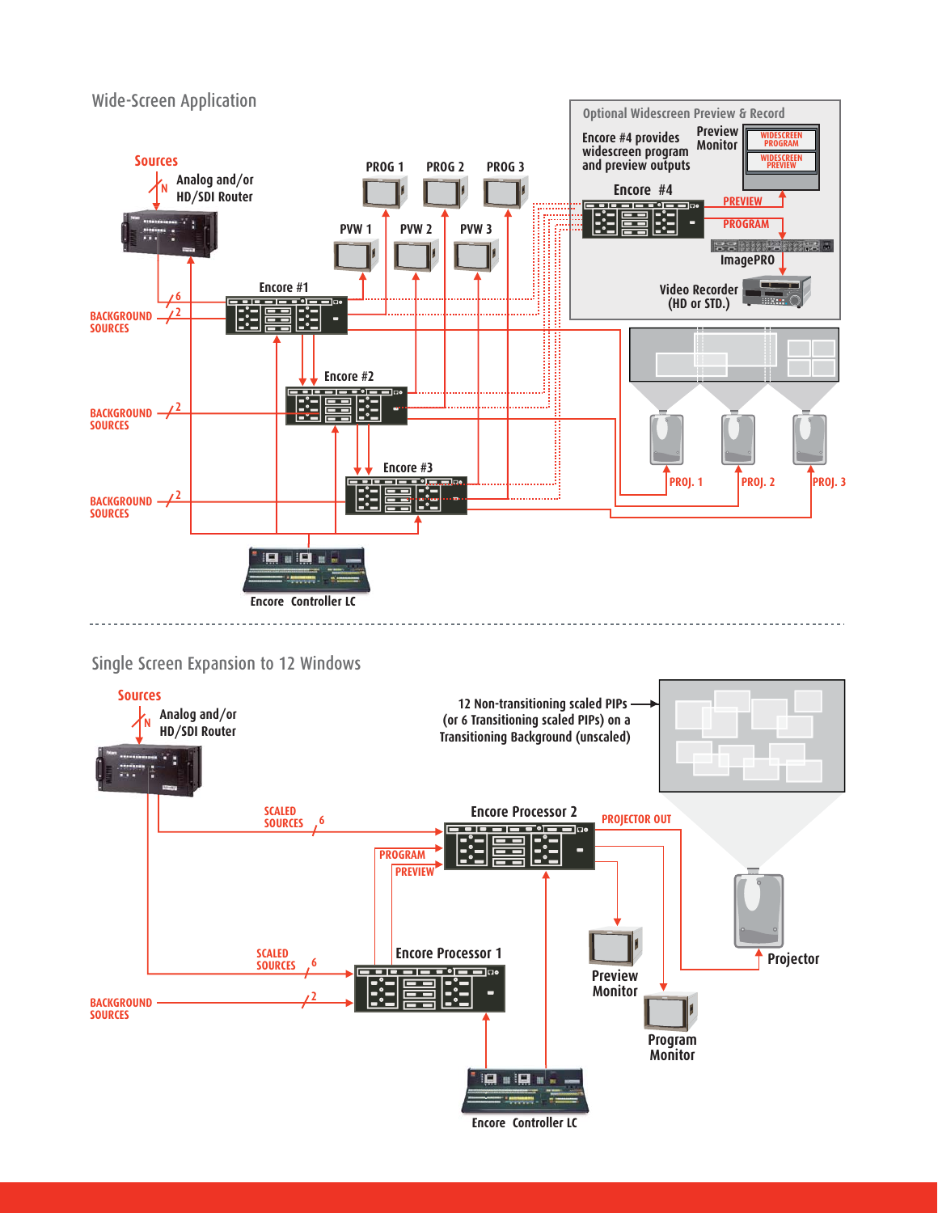## Wide-Screen Application

Sources

Analog and/or HD/SDI Router

BACKGROUND SOURCES

Encore #1

Encore #2

Encore #3

PROG 1 PROG 2 PROG 3

PVW 1 PVW 2 PVW 3

Encore Controller LC

PROJ. 1 PROJ. 2 PROJ. 3

### Optional Widescreen Preview & Record

Encore #4 provides widescreen program and preview outputs

Preview Monitor

WIDESCREEN PROGRAM

WIDESCREEN PREVIEW

Encore #4

PREVIEW

PROGRAM

ImagePRO

Video Recorder (HD or STD.)

## Single Screen Expansion to 12 Windows

Sources

Analog and/or HD/SDI Router

SCALED SOURCES

BACKGROUND SOURCES

Encore Processor 2

Encore Processor 1

PROGRAM

PREVIEW

PROJECTOR OUT

12 Non-transitioning scaled PIPs (or 6 Transitioning scaled PIPs) on a Transitioning Background (unscaled)

Preview Monitor

Program Monitor

Projector

Encore Controller LC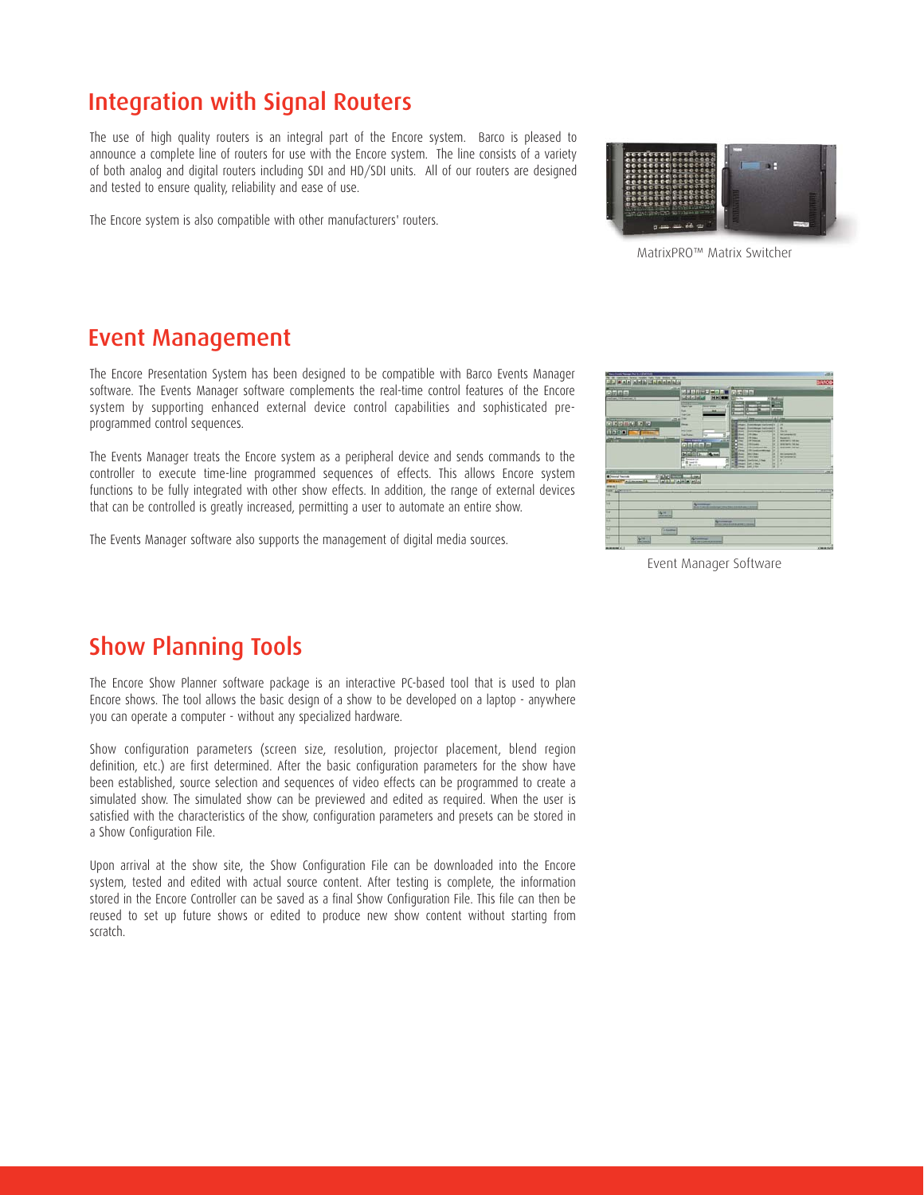## Integration with Signal Routers

The use of high quality routers is an integral part of the Encore system. Barco is pleased to announce a complete line of routers for use with the Encore system. The line consists of a variety of both analog and digital routers including SDI and HD/SDI units. All of our routers are designed and tested to ensure quality, reliability and ease of use.

The Encore system is also compatible with other manufacturers' routers.

MatrixPRO™ Matrix Switcher

## Event Management

The Encore Presentation System has been designed to be compatible with Barco Events Manager software. The Events Manager software complements the real-time control features of the Encore system by supporting enhanced external device control capabilities and sophisticated pre-programmed control sequences.

The Events Manager treats the Encore system as a peripheral device and sends commands to the controller to execute time-line programmed sequences of effects. This allows Encore system functions to be fully integrated with other show effects. In addition, the range of external devices that can be controlled is greatly increased, permitting a user to automate an entire show.

The Events Manager software also supports the management of digital media sources.

Event Manager Software

## Show Planning Tools

The Encore Show Planner software package is an interactive PC-based tool that is used to plan Encore shows. The tool allows the basic design of a show to be developed on a laptop - anywhere you can operate a computer - without any specialized hardware.

Show configuration parameters (screen size, resolution, projector placement, blend region definition, etc.) are first determined. After the basic configuration parameters for the show have been established, source selection and sequences of video effects can be programmed to create a simulated show. The simulated show can be previewed and edited as required. When the user is satisfied with the characteristics of the show, configuration parameters and presets can be stored in a Show Configuration File.

Upon arrival at the show site, the Show Configuration File can be downloaded into the Encore system, tested and edited with actual source content. After testing is complete, the information stored in the Encore Controller can be saved as a final Show Configuration File. This file can then be reused to set up future shows or edited to produce new show content without starting from scratch.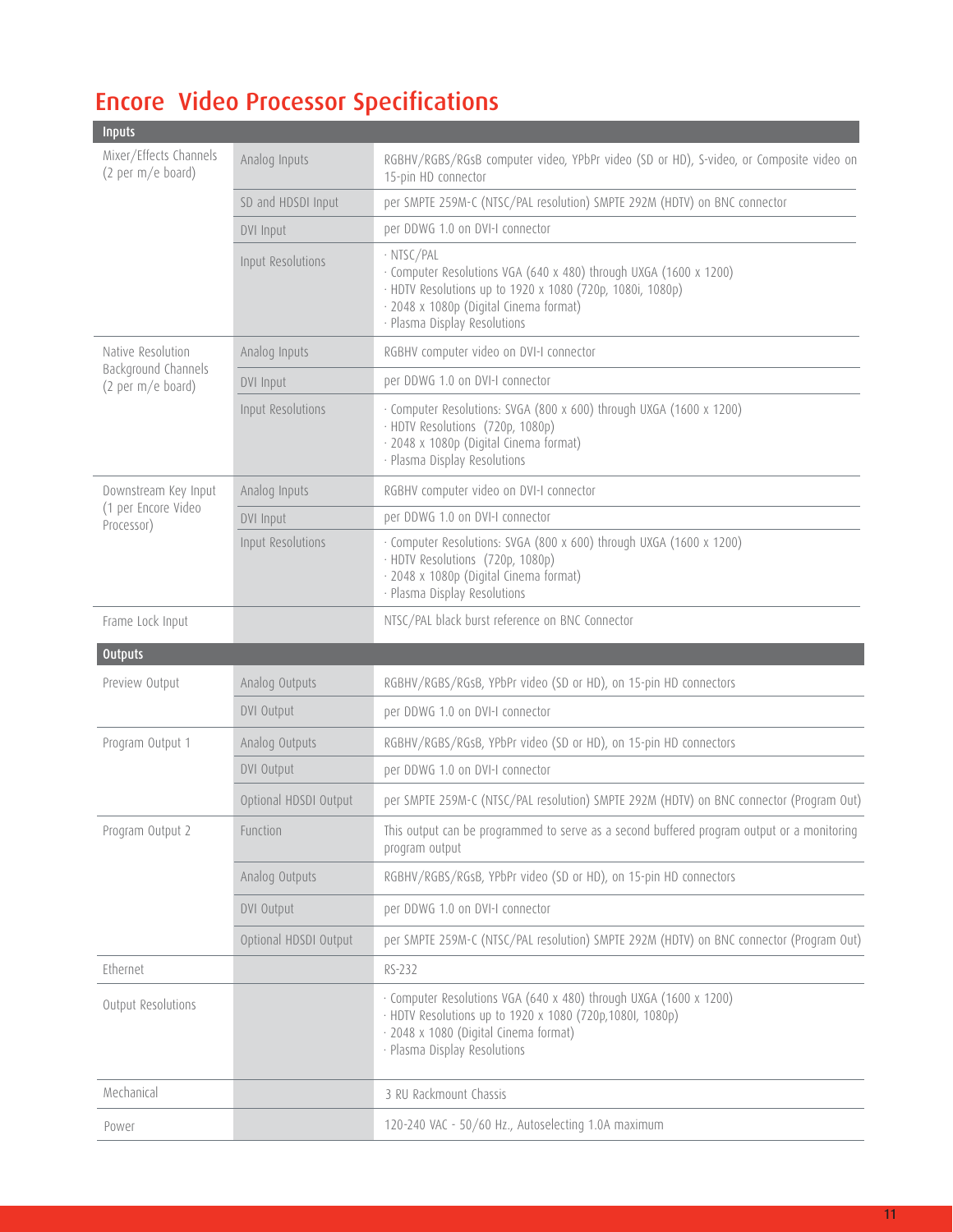# Encore Video Processor Specifications

| Inputs | | |
|---|---|---|
| Mixer/Effects Channels (2 per m/e board) | Analog Inputs | RGBHV/RGBS/RGsB computer video, YPbPr video (SD or HD), S-video, or Composite video on 15-pin HD connector |
| | SD and HDSDI Input | per SMPTE 259M-C (NTSC/PAL resolution) SMPTE 292M (HDTV) on BNC connector |
| | DVI Input | per DDWG 1.0 on DVI-I connector |
| | Input Resolutions | · NTSC/PAL<br>· Computer Resolutions VGA (640 x 480) through UXGA (1600 x 1200)<br>· HDTV Resolutions up to 1920 x 1080 (720p, 1080i, 1080p)<br>· 2048 x 1080p (Digital Cinema format)<br>· Plasma Display Resolutions |
| Native Resolution Background Channels (2 per m/e board) | Analog Inputs | RGBHV computer video on DVI-I connector |
| | DVI Input | per DDWG 1.0 on DVI-I connector |
| | Input Resolutions | · Computer Resolutions: SVGA (800 x 600) through UXGA (1600 x 1200)<br>· HDTV Resolutions (720p, 1080p)<br>· 2048 x 1080p (Digital Cinema format)<br>· Plasma Display Resolutions |
| Downstream Key Input (1 per Encore Video Processor) | Analog Inputs | RGBHV computer video on DVI-I connector |
| | DVI Input | per DDWG 1.0 on DVI-I connector |
| | Input Resolutions | · Computer Resolutions: SVGA (800 x 600) through UXGA (1600 x 1200)<br>· HDTV Resolutions (720p, 1080p)<br>· 2048 x 1080p (Digital Cinema format)<br>· Plasma Display Resolutions |
| Frame Lock Input | | NTSC/PAL black burst reference on BNC Connector |
| **Outputs** | | |
| Preview Output | Analog Outputs | RGBHV/RGBS/RGsB, YPbPr video (SD or HD), on 15-pin HD connectors |
| | DVI Output | per DDWG 1.0 on DVI-I connector |
| Program Output 1 | Analog Outputs | RGBHV/RGBS/RGsB, YPbPr video (SD or HD), on 15-pin HD connectors |
| | DVI Output | per DDWG 1.0 on DVI-I connector |
| | Optional HDSDI Output | per SMPTE 259M-C (NTSC/PAL resolution) SMPTE 292M (HDTV) on BNC connector (Program Out) |
| Program Output 2 | Function | This output can be programmed to serve as a second buffered program output or a monitoring program output |
| | Analog Outputs | RGBHV/RGBS/RGsB, YPbPr video (SD or HD), on 15-pin HD connectors |
| | DVI Output | per DDWG 1.0 on DVI-I connector |
| | Optional HDSDI Output | per SMPTE 259M-C (NTSC/PAL resolution) SMPTE 292M (HDTV) on BNC connector (Program Out) |
| Ethernet | | RS-232 |
| Output Resolutions | | · Computer Resolutions VGA (640 x 480) through UXGA (1600 x 1200)<br>· HDTV Resolutions up to 1920 x 1080 (720p,1080I, 1080p)<br>· 2048 x 1080 (Digital Cinema format)<br>· Plasma Display Resolutions |
| Mechanical | | 3 RU Rackmount Chassis |
| Power | | 120-240 VAC - 50/60 Hz., Autoselecting 1.0A maximum |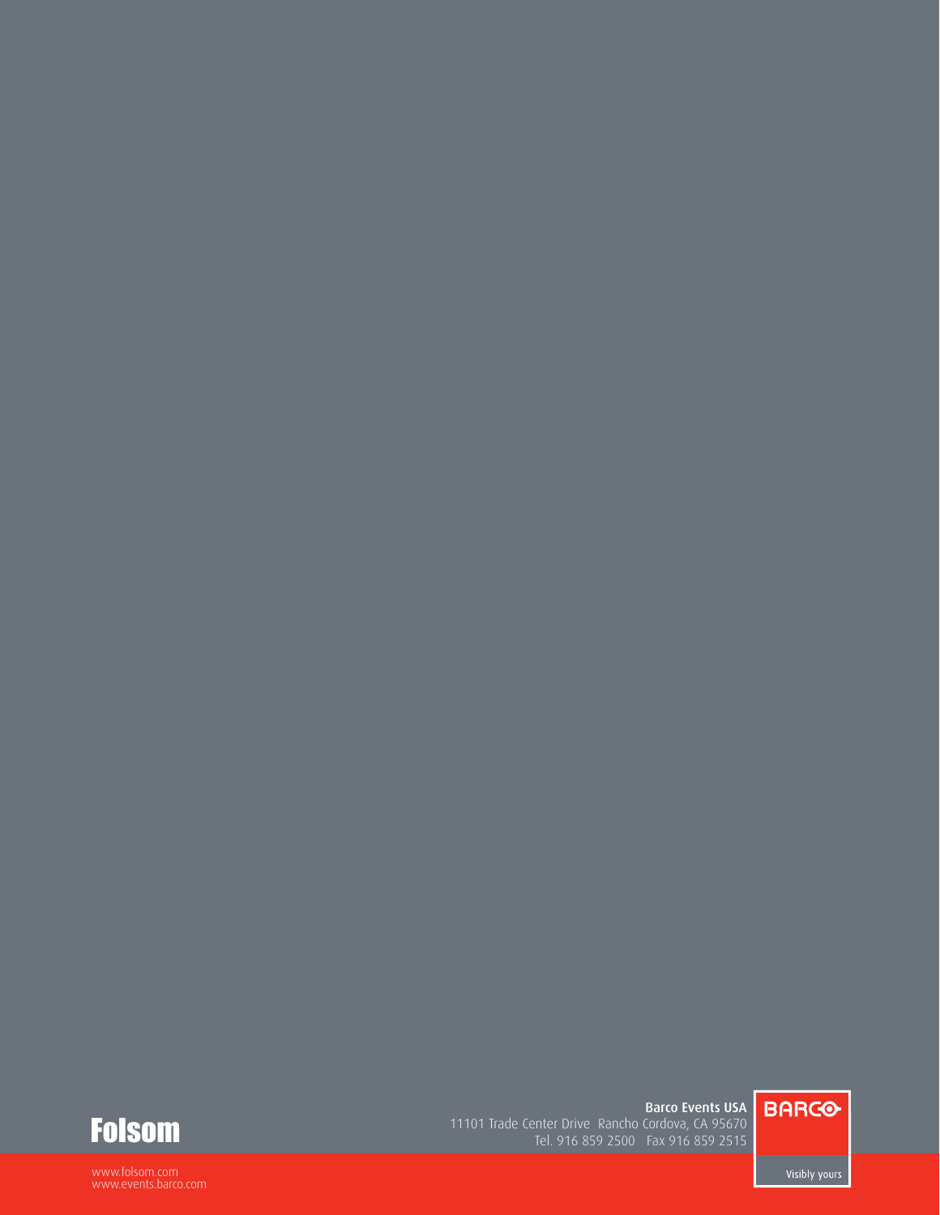Folsom

Barco Events USA
11101 Trade Center Drive Rancho Cordova, CA 95670
Tel. 916 859 2500 Fax 916 859 2515

BARCO

Visibly yours

www.folsom.com
www.events.barco.com